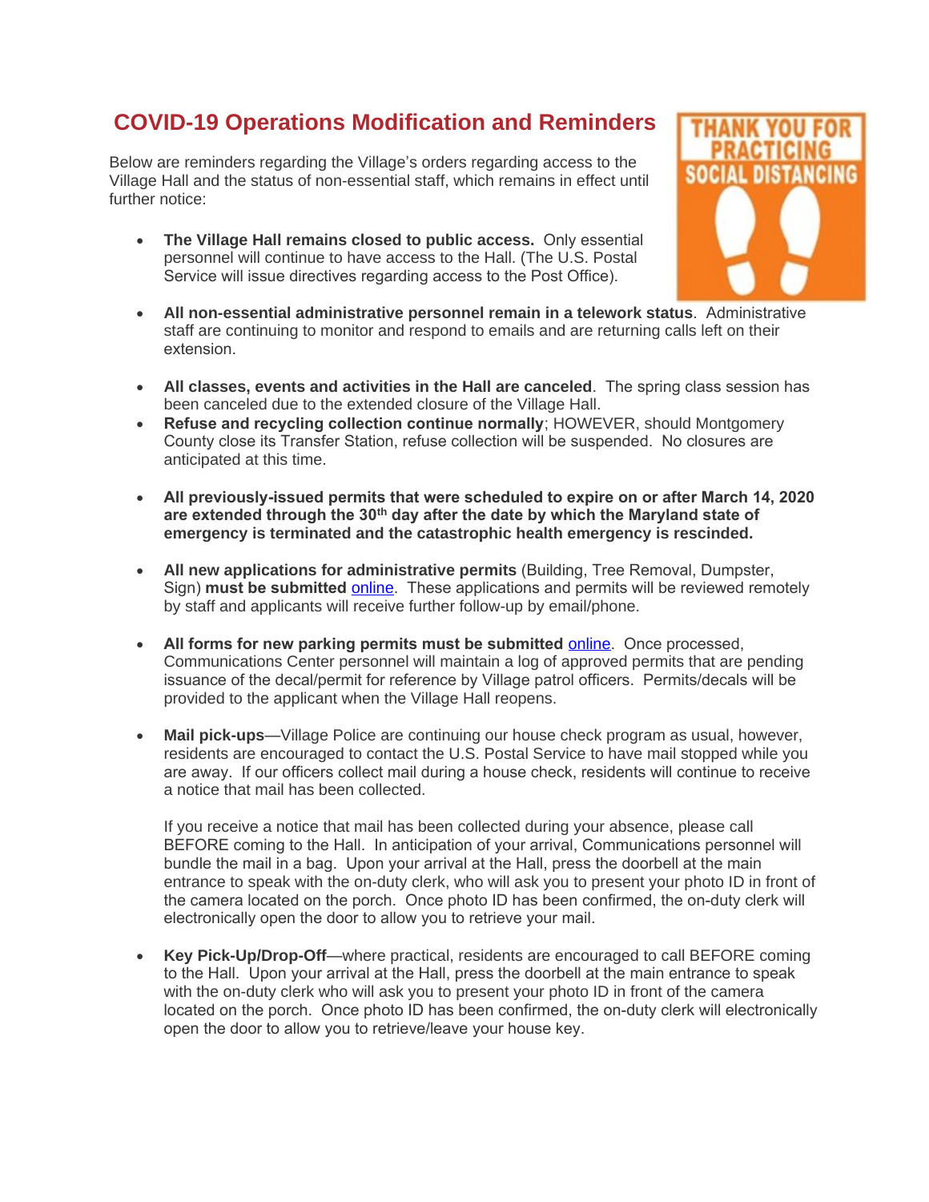# COVID-19 Operations Modification and Reminders

Below are reminders regarding the Village's orders regarding access to the Village Hall and the status of non-essential staff, which remains in effect until further notice:

- **The Village Hall remains closed to public access.** Only essential personnel will continue to have access to the Hall. (The U.S. Postal Service will issue directives regarding access to the Post Office).
- **All non-essential administrative personnel remain in a telework status**. Administrative staff are continuing to monitor and respond to emails and are returning calls left on their extension.
- **All classes, events and activities in the Hall are canceled**. The spring class session has been canceled due to the extended closure of the Village Hall.
- **Refuse and recycling collection continue normally**; HOWEVER, should Montgomery County close its Transfer Station, refuse collection will be suspended. No closures are anticipated at this time.
- **All previously-issued permits that were scheduled to expire on or after March 14, 2020 are extended through the 30th day after the date by which the Maryland state of emergency is terminated and the catastrophic health emergency is rescinded.**
- **All new applications for administrative permits** (Building, Tree Removal, Dumpster, Sign) **must be submitted** online. These applications and permits will be reviewed remotely by staff and applicants will receive further follow-up by email/phone.
- **All forms for new parking permits must be submitted** online. Once processed, Communications Center personnel will maintain a log of approved permits that are pending issuance of the decal/permit for reference by Village patrol officers. Permits/decals will be provided to the applicant when the Village Hall reopens.
- **Mail pick-ups**—Village Police are continuing our house check program as usual, however, residents are encouraged to contact the U.S. Postal Service to have mail stopped while you are away. If our officers collect mail during a house check, residents will continue to receive a notice that mail has been collected.

  If you receive a notice that mail has been collected during your absence, please call BEFORE coming to the Hall. In anticipation of your arrival, Communications personnel will bundle the mail in a bag. Upon your arrival at the Hall, press the doorbell at the main entrance to speak with the on-duty clerk, who will ask you to present your photo ID in front of the camera located on the porch. Once photo ID has been confirmed, the on-duty clerk will electronically open the door to allow you to retrieve your mail.
- **Key Pick-Up/Drop-Off**—where practical, residents are encouraged to call BEFORE coming to the Hall. Upon your arrival at the Hall, press the doorbell at the main entrance to speak with the on-duty clerk who will ask you to present your photo ID in front of the camera located on the porch. Once photo ID has been confirmed, the on-duty clerk will electronically open the door to allow you to retrieve/leave your house key.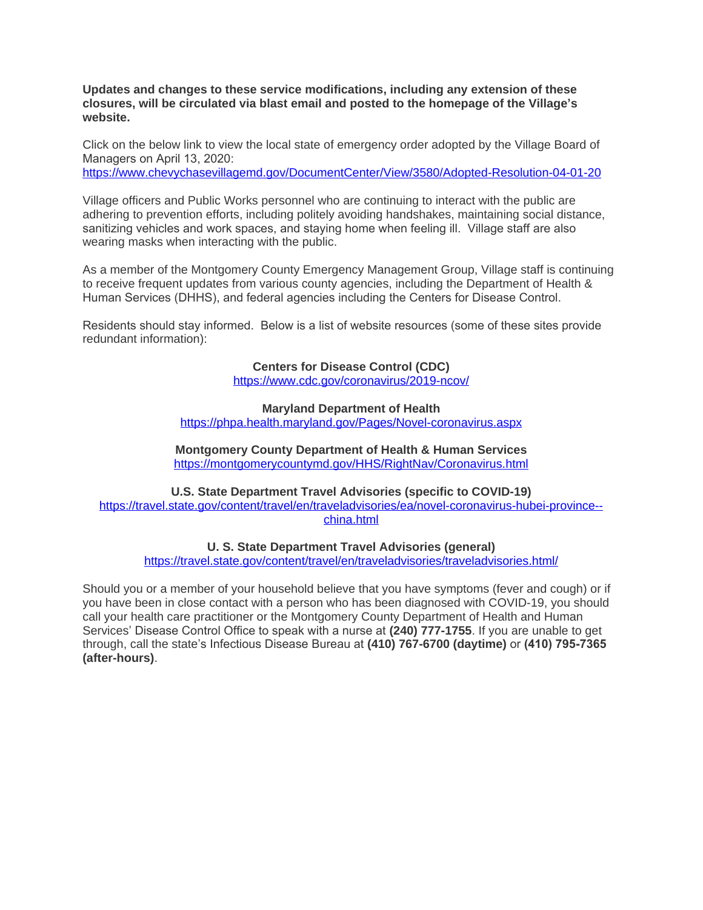**Updates and changes to these service modifications, including any extension of these closures, will be circulated via blast email and posted to the homepage of the Village's website.**

Click on the below link to view the local state of emergency order adopted by the Village Board of Managers on April 13, 2020:
https://www.chevychasevillagemd.gov/DocumentCenter/View/3580/Adopted-Resolution-04-01-20

Village officers and Public Works personnel who are continuing to interact with the public are adhering to prevention efforts, including politely avoiding handshakes, maintaining social distance, sanitizing vehicles and work spaces, and staying home when feeling ill. Village staff are also wearing masks when interacting with the public.

As a member of the Montgomery County Emergency Management Group, Village staff is continuing to receive frequent updates from various county agencies, including the Department of Health & Human Services (DHHS), and federal agencies including the Centers for Disease Control.

Residents should stay informed. Below is a list of website resources (some of these sites provide redundant information):

**Centers for Disease Control (CDC)**
https://www.cdc.gov/coronavirus/2019-ncov/

**Maryland Department of Health**
https://phpa.health.maryland.gov/Pages/Novel-coronavirus.aspx

**Montgomery County Department of Health & Human Services**
https://montgomerycountymd.gov/HHS/RightNav/Coronavirus.html

**U.S. State Department Travel Advisories (specific to COVID-19)**
https://travel.state.gov/content/travel/en/traveladvisories/ea/novel-coronavirus-hubei-province--china.html

**U. S. State Department Travel Advisories (general)**
https://travel.state.gov/content/travel/en/traveladvisories/traveladvisories.html/

Should you or a member of your household believe that you have symptoms (fever and cough) or if you have been in close contact with a person who has been diagnosed with COVID-19, you should call your health care practitioner or the Montgomery County Department of Health and Human Services' Disease Control Office to speak with a nurse at **(240) 777-1755**. If you are unable to get through, call the state's Infectious Disease Bureau at **(410) 767-6700 (daytime)** or **(410) 795-7365 (after-hours)**.